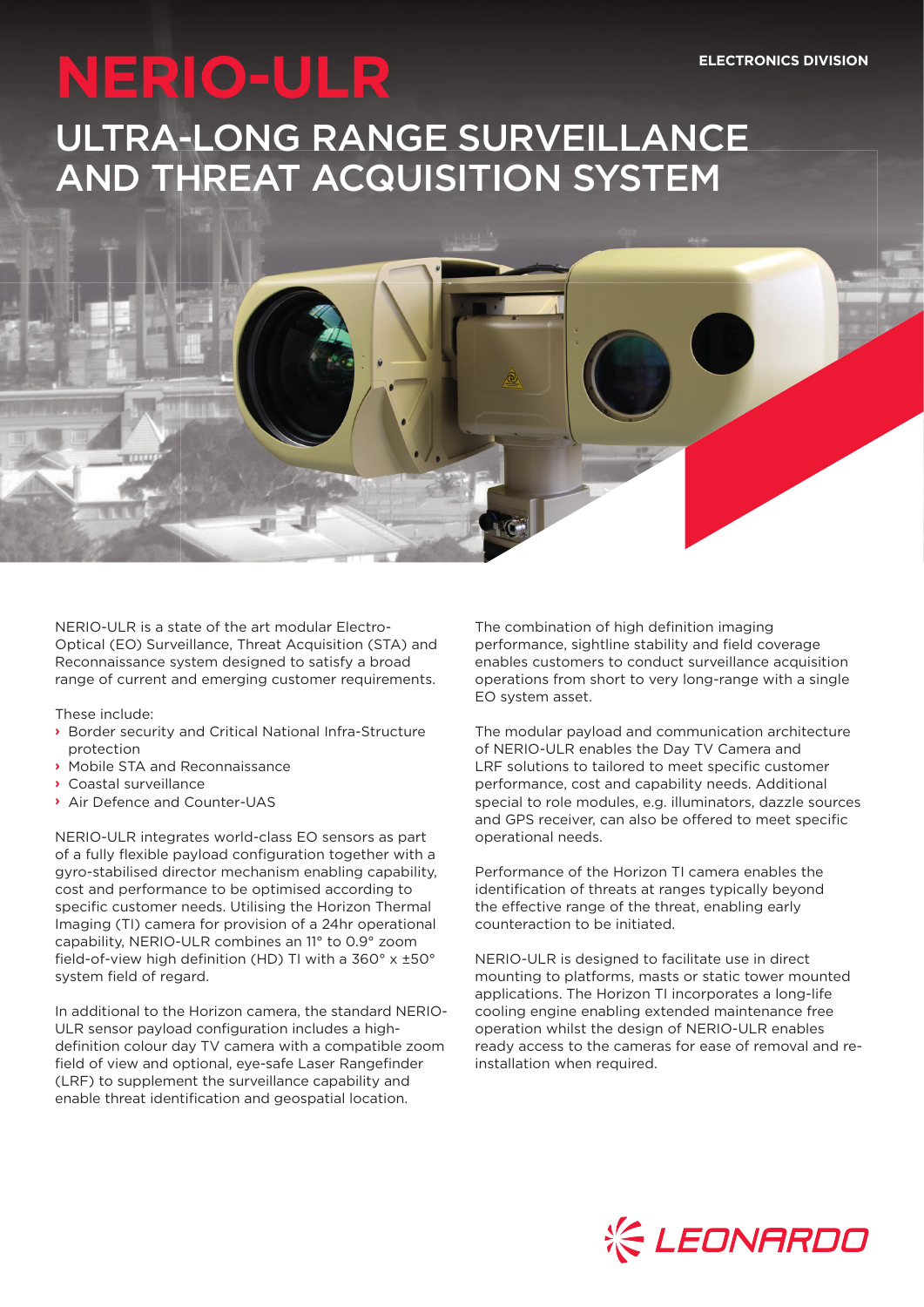ELECTRONICS DIVISION

# NERIO-ULR

## ULTRA-LONG RANGE SURVEILLANCE AND THREAT ACQUISITION SYSTEM

NERIO-ULR is a state of the art modular Electro-Optical (EO) Surveillance, Threat Acquisition (STA) and Reconnaissance system designed to satisfy a broad range of current and emerging customer requirements.

These include:

- Border security and Critical National Infra-Structure protection
- Mobile STA and Reconnaissance
- Coastal surveillance
- Air Defence and Counter-UAS

NERIO-ULR integrates world-class EO sensors as part of a fully flexible payload configuration together with a gyro-stabilised director mechanism enabling capability, cost and performance to be optimised according to specific customer needs. Utilising the Horizon Thermal Imaging (TI) camera for provision of a 24hr operational capability, NERIO-ULR combines an 11° to 0.9° zoom field-of-view high definition (HD) TI with a 360° x ±50° system field of regard.

In additional to the Horizon camera, the standard NERIO-ULR sensor payload configuration includes a high-definition colour day TV camera with a compatible zoom field of view and optional, eye-safe Laser Rangefinder (LRF) to supplement the surveillance capability and enable threat identification and geospatial location.

The combination of high definition imaging performance, sightline stability and field coverage enables customers to conduct surveillance acquisition operations from short to very long-range with a single EO system asset.

The modular payload and communication architecture of NERIO-ULR enables the Day TV Camera and LRF solutions to tailored to meet specific customer performance, cost and capability needs. Additional special to role modules, e.g. illuminators, dazzle sources and GPS receiver, can also be offered to meet specific operational needs.

Performance of the Horizon TI camera enables the identification of threats at ranges typically beyond the effective range of the threat, enabling early counteraction to be initiated.

NERIO-ULR is designed to facilitate use in direct mounting to platforms, masts or static tower mounted applications. The Horizon TI incorporates a long-life cooling engine enabling extended maintenance free operation whilst the design of NERIO-ULR enables ready access to the cameras for ease of removal and re-installation when required.

LEONARDO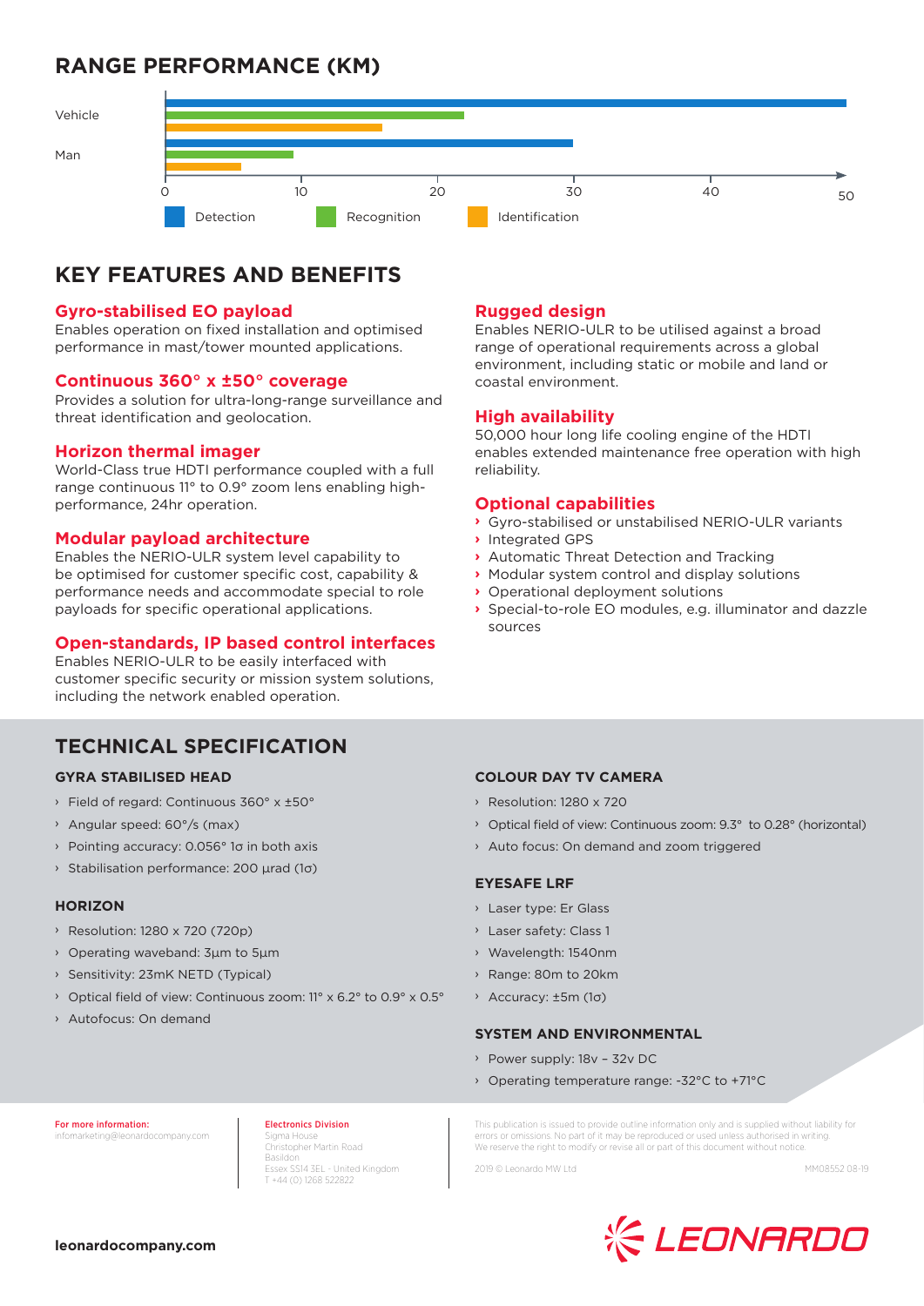## RANGE PERFORMANCE (KM)

Vehicle

Man

0 10 20 30 40 50

Detection Recognition Identification

## KEY FEATURES AND BENEFITS

### Gyro-stabilised EO payload

Enables operation on fixed installation and optimised performance in mast/tower mounted applications.

### Continuous 360° x ±50° coverage

Provides a solution for ultra-long-range surveillance and threat identification and geolocation.

### Horizon thermal imager

World-Class true HDTI performance coupled with a full range continuous 11° to 0.9° zoom lens enabling high-performance, 24hr operation.

### Modular payload architecture

Enables the NERIO-ULR system level capability to be optimised for customer specific cost, capability & performance needs and accommodate special to role payloads for specific operational applications.

### Open-standards, IP based control interfaces

Enables NERIO-ULR to be easily interfaced with customer specific security or mission system solutions, including the network enabled operation.

### Rugged design

Enables NERIO-ULR to be utilised against a broad range of operational requirements across a global environment, including static or mobile and land or coastal environment.

### High availability

50,000 hour long life cooling engine of the HDTI enables extended maintenance free operation with high reliability.

### Optional capabilities

- Gyro-stabilised or unstabilised NERIO-ULR variants
- Integrated GPS
- Automatic Threat Detection and Tracking
- Modular system control and display solutions
- Operational deployment solutions
- Special-to-role EO modules, e.g. illuminator and dazzle sources

## TECHNICAL SPECIFICATION

### GYRA STABILISED HEAD

- Field of regard: Continuous 360° x ±50°
- Angular speed: 60°/s (max)
- Pointing accuracy: 0.056° 1σ in both axis
- Stabilisation performance: 200 µrad (1σ)

### HORIZON

- Resolution: 1280 x 720 (720p)
- Operating waveband: 3µm to 5µm
- Sensitivity: 23mK NETD (Typical)
- Optical field of view: Continuous zoom: 11° x 6.2° to 0.9° x 0.5°
- Autofocus: On demand

### COLOUR DAY TV CAMERA

- Resolution: 1280 x 720
- Optical field of view: Continuous zoom: 9.3° to 0.28° (horizontal)
- Auto focus: On demand and zoom triggered

### EYESAFE LRF

- Laser type: Er Glass
- Laser safety: Class 1
- Wavelength: 1540nm
- Range: 80m to 20km
- Accuracy: ±5m (1σ)

### SYSTEM AND ENVIRONMENTAL

- Power supply: 18v – 32v DC
- Operating temperature range: -32°C to +71°C

**For more information:**
infomarketing@leonardocompany.com

**Electronics Division**
Sigma House
Christopher Martin Road
Basildon
Essex SS14 3EL - United Kingdom
T +44 (0) 1268 522822

This publication is issued to provide outline information only and is supplied without liability for errors or omissions. No part of it may be reproduced or used unless authorised in writing. We reserve the right to modify or revise all or part of this document without notice.

2019 © Leonardo MW Ltd

MM08552 08-19

**leonardocompany.com**

LEONARDO